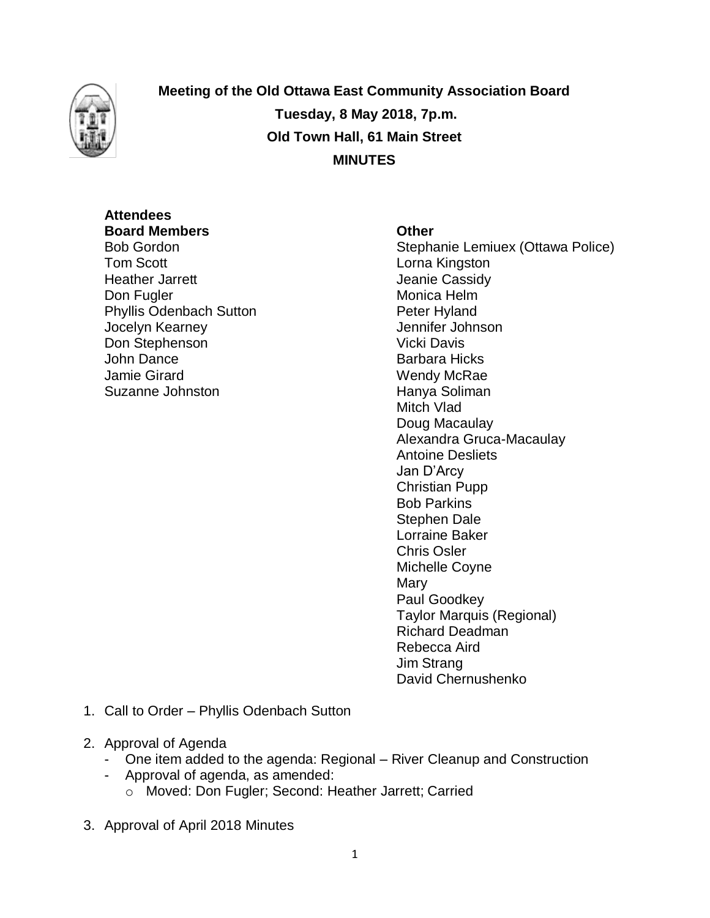**Meeting of the Old Ottawa East Community Association Board**

**Tuesday, 8 May 2018, 7p.m.**

**Old Town Hall, 61 Main Street**

**MINUTES**

**Attendees**

**Board Members**

Bob Gordon
Tom Scott
Heather Jarrett
Don Fugler
Phyllis Odenbach Sutton
Jocelyn Kearney
Don Stephenson
John Dance
Jamie Girard
Suzanne Johnston

**Other**

Stephanie Lemiuex (Ottawa Police)
Lorna Kingston
Jeanie Cassidy
Monica Helm
Peter Hyland
Jennifer Johnson
Vicki Davis
Barbara Hicks
Wendy McRae
Hanya Soliman
Mitch Vlad
Doug Macaulay
Alexandra Gruca-Macaulay
Antoine Desliets
Jan D'Arcy
Christian Pupp
Bob Parkins
Stephen Dale
Lorraine Baker
Chris Osler
Michelle Coyne
Mary
Paul Goodkey
Taylor Marquis (Regional)
Richard Deadman
Rebecca Aird
Jim Strang
David Chernushenko

1. Call to Order – Phyllis Odenbach Sutton

2. Approval of Agenda
   - One item added to the agenda: Regional – River Cleanup and Construction
   - Approval of agenda, as amended:
     - Moved: Don Fugler; Second: Heather Jarrett; Carried

3. Approval of April 2018 Minutes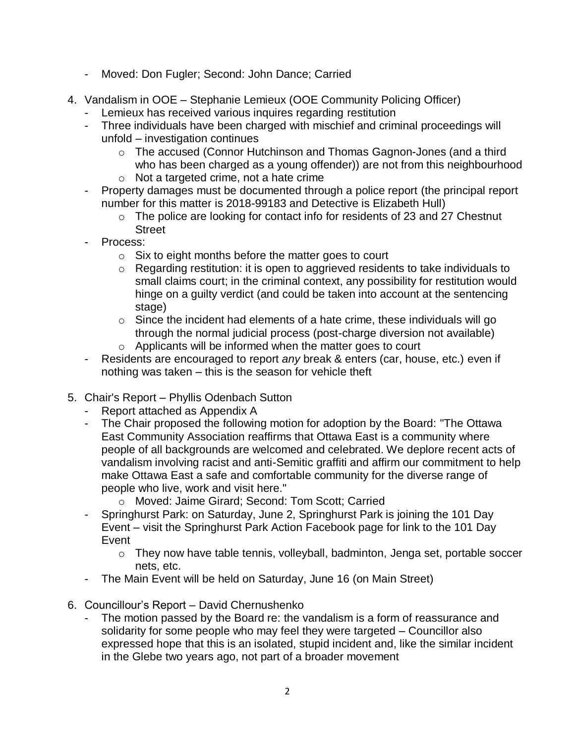- Moved: Don Fugler; Second: John Dance; Carried

4. Vandalism in OOE – Stephanie Lemieux (OOE Community Policing Officer)
   - Lemieux has received various inquires regarding restitution
   - Three individuals have been charged with mischief and criminal proceedings will unfold – investigation continues
     - The accused (Connor Hutchinson and Thomas Gagnon-Jones (and a third who has been charged as a young offender)) are not from this neighbourhood
     - Not a targeted crime, not a hate crime
   - Property damages must be documented through a police report (the principal report number for this matter is 2018-99183 and Detective is Elizabeth Hull)
     - The police are looking for contact info for residents of 23 and 27 Chestnut Street
   - Process:
     - Six to eight months before the matter goes to court
     - Regarding restitution: it is open to aggrieved residents to take individuals to small claims court; in the criminal context, any possibility for restitution would hinge on a guilty verdict (and could be taken into account at the sentencing stage)
     - Since the incident had elements of a hate crime, these individuals will go through the normal judicial process (post-charge diversion not available)
     - Applicants will be informed when the matter goes to court
   - Residents are encouraged to report *any* break & enters (car, house, etc.) even if nothing was taken – this is the season for vehicle theft

5. Chair's Report – Phyllis Odenbach Sutton
   - Report attached as Appendix A
   - The Chair proposed the following motion for adoption by the Board: "The Ottawa East Community Association reaffirms that Ottawa East is a community where people of all backgrounds are welcomed and celebrated. We deplore recent acts of vandalism involving racist and anti-Semitic graffiti and affirm our commitment to help make Ottawa East a safe and comfortable community for the diverse range of people who live, work and visit here."
     - Moved: Jaime Girard; Second: Tom Scott; Carried
   - Springhurst Park: on Saturday, June 2, Springhurst Park is joining the 101 Day Event – visit the Springhurst Park Action Facebook page for link to the 101 Day Event
     - They now have table tennis, volleyball, badminton, Jenga set, portable soccer nets, etc.
   - The Main Event will be held on Saturday, June 16 (on Main Street)

6. Councillour's Report – David Chernushenko
   - The motion passed by the Board re: the vandalism is a form of reassurance and solidarity for some people who may feel they were targeted – Councillor also expressed hope that this is an isolated, stupid incident and, like the similar incident in the Glebe two years ago, not part of a broader movement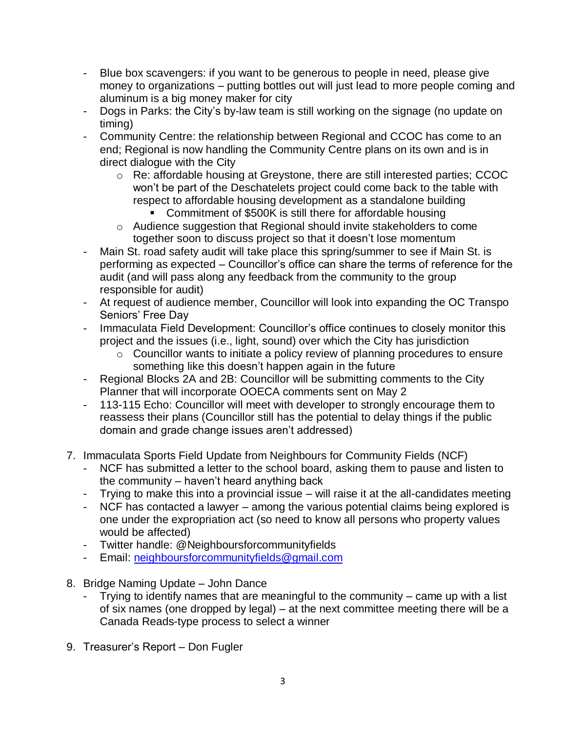- Blue box scavengers: if you want to be generous to people in need, please give money to organizations – putting bottles out will just lead to more people coming and aluminum is a big money maker for city
- Dogs in Parks: the City's by-law team is still working on the signage (no update on timing)
- Community Centre: the relationship between Regional and CCOC has come to an end; Regional is now handling the Community Centre plans on its own and is in direct dialogue with the City
    - Re: affordable housing at Greystone, there are still interested parties; CCOC won't be part of the Deschatelets project could come back to the table with respect to affordable housing development as a standalone building
        - Commitment of $500K is still there for affordable housing
    - Audience suggestion that Regional should invite stakeholders to come together soon to discuss project so that it doesn't lose momentum
- Main St. road safety audit will take place this spring/summer to see if Main St. is performing as expected – Councillor's office can share the terms of reference for the audit (and will pass along any feedback from the community to the group responsible for audit)
- At request of audience member, Councillor will look into expanding the OC Transpo Seniors' Free Day
- Immaculata Field Development: Councillor's office continues to closely monitor this project and the issues (i.e., light, sound) over which the City has jurisdiction
    - Councillor wants to initiate a policy review of planning procedures to ensure something like this doesn't happen again in the future
- Regional Blocks 2A and 2B: Councillor will be submitting comments to the City Planner that will incorporate OOECA comments sent on May 2
- 113-115 Echo: Councillor will meet with developer to strongly encourage them to reassess their plans (Councillor still has the potential to delay things if the public domain and grade change issues aren't addressed)

7. Immaculata Sports Field Update from Neighbours for Community Fields (NCF)
    - NCF has submitted a letter to the school board, asking them to pause and listen to the community – haven't heard anything back
    - Trying to make this into a provincial issue – will raise it at the all-candidates meeting
    - NCF has contacted a lawyer – among the various potential claims being explored is one under the expropriation act (so need to know all persons who property values would be affected)
    - Twitter handle: @Neighboursforcommunityfields
    - Email: neighboursforcommunityfields@gmail.com

8. Bridge Naming Update – John Dance
    - Trying to identify names that are meaningful to the community – came up with a list of six names (one dropped by legal) – at the next committee meeting there will be a Canada Reads-type process to select a winner

9. Treasurer's Report – Don Fugler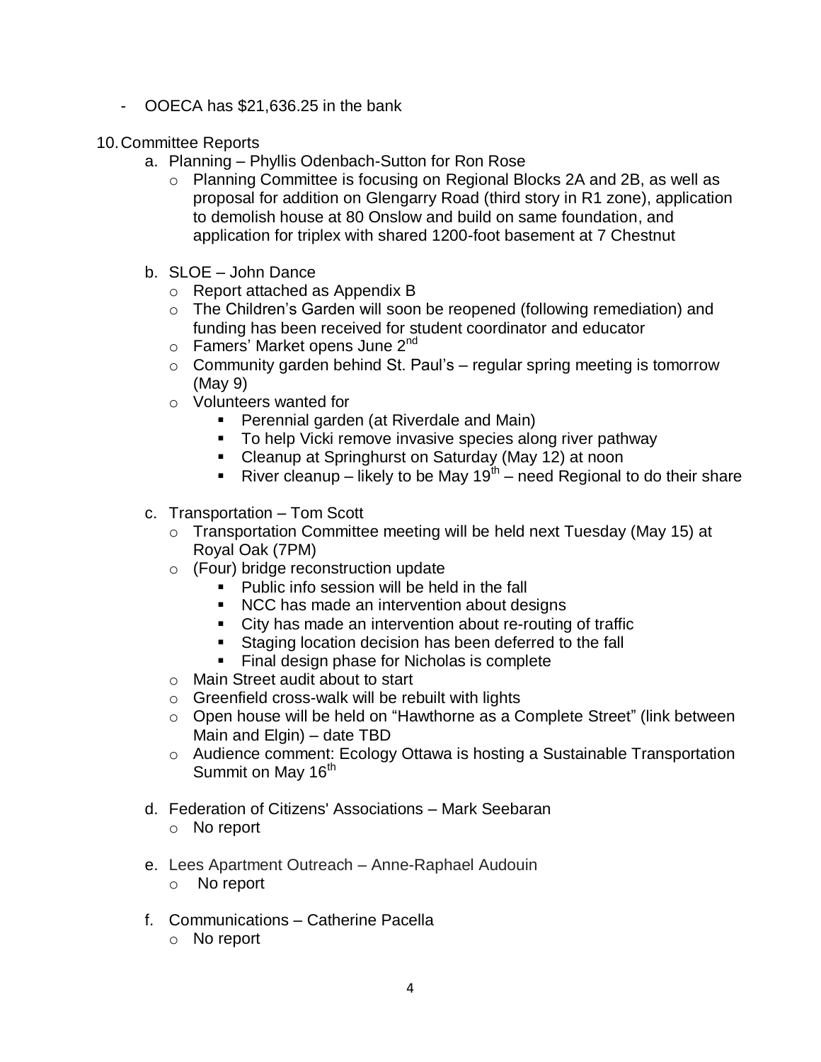- OOECA has $21,636.25 in the bank

10. Committee Reports
    a. Planning – Phyllis Odenbach-Sutton for Ron Rose
        - Planning Committee is focusing on Regional Blocks 2A and 2B, as well as proposal for addition on Glengarry Road (third story in R1 zone), application to demolish house at 80 Onslow and build on same foundation, and application for triplex with shared 1200-foot basement at 7 Chestnut

    b. SLOE – John Dance
        - Report attached as Appendix B
        - The Children's Garden will soon be reopened (following remediation) and funding has been received for student coordinator and educator
        - Famers' Market opens June 2nd
        - Community garden behind St. Paul's – regular spring meeting is tomorrow (May 9)
        - Volunteers wanted for
            - Perennial garden (at Riverdale and Main)
            - To help Vicki remove invasive species along river pathway
            - Cleanup at Springhurst on Saturday (May 12) at noon
            - River cleanup – likely to be May 19th – need Regional to do their share

    c. Transportation – Tom Scott
        - Transportation Committee meeting will be held next Tuesday (May 15) at Royal Oak (7PM)
        - (Four) bridge reconstruction update
            - Public info session will be held in the fall
            - NCC has made an intervention about designs
            - City has made an intervention about re-routing of traffic
            - Staging location decision has been deferred to the fall
            - Final design phase for Nicholas is complete
        - Main Street audit about to start
        - Greenfield cross-walk will be rebuilt with lights
        - Open house will be held on "Hawthorne as a Complete Street" (link between Main and Elgin) – date TBD
        - Audience comment: Ecology Ottawa is hosting a Sustainable Transportation Summit on May 16th

    d. Federation of Citizens' Associations – Mark Seebaran
        - No report

    e. Lees Apartment Outreach – Anne-Raphael Audouin
        - No report

    f. Communications – Catherine Pacella
        - No report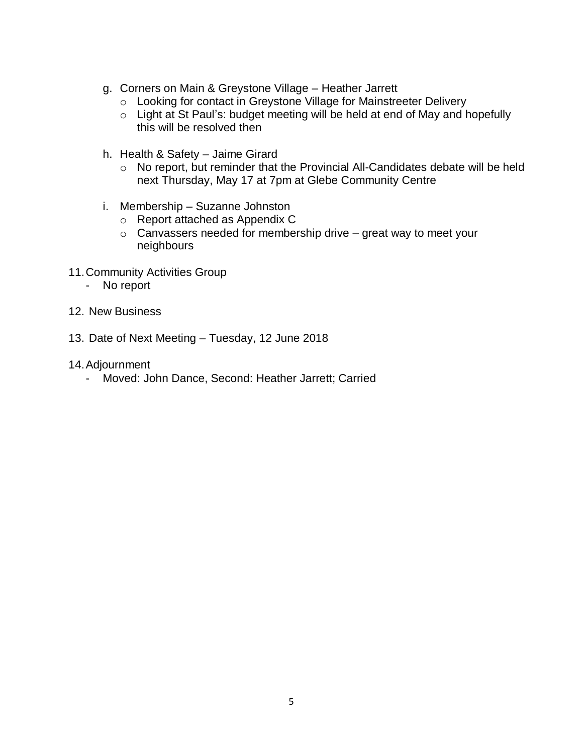g. Corners on Main & Greystone Village – Heather Jarrett
    - Looking for contact in Greystone Village for Mainstreeter Delivery
    - Light at St Paul's: budget meeting will be held at end of May and hopefully this will be resolved then

h. Health & Safety – Jaime Girard
    - No report, but reminder that the Provincial All-Candidates debate will be held next Thursday, May 17 at 7pm at Glebe Community Centre

i. Membership – Suzanne Johnston
    - Report attached as Appendix C
    - Canvassers needed for membership drive – great way to meet your neighbours

11. Community Activities Group
    - No report

12. New Business

13. Date of Next Meeting – Tuesday, 12 June 2018

14. Adjournment
    - Moved: John Dance, Second: Heather Jarrett; Carried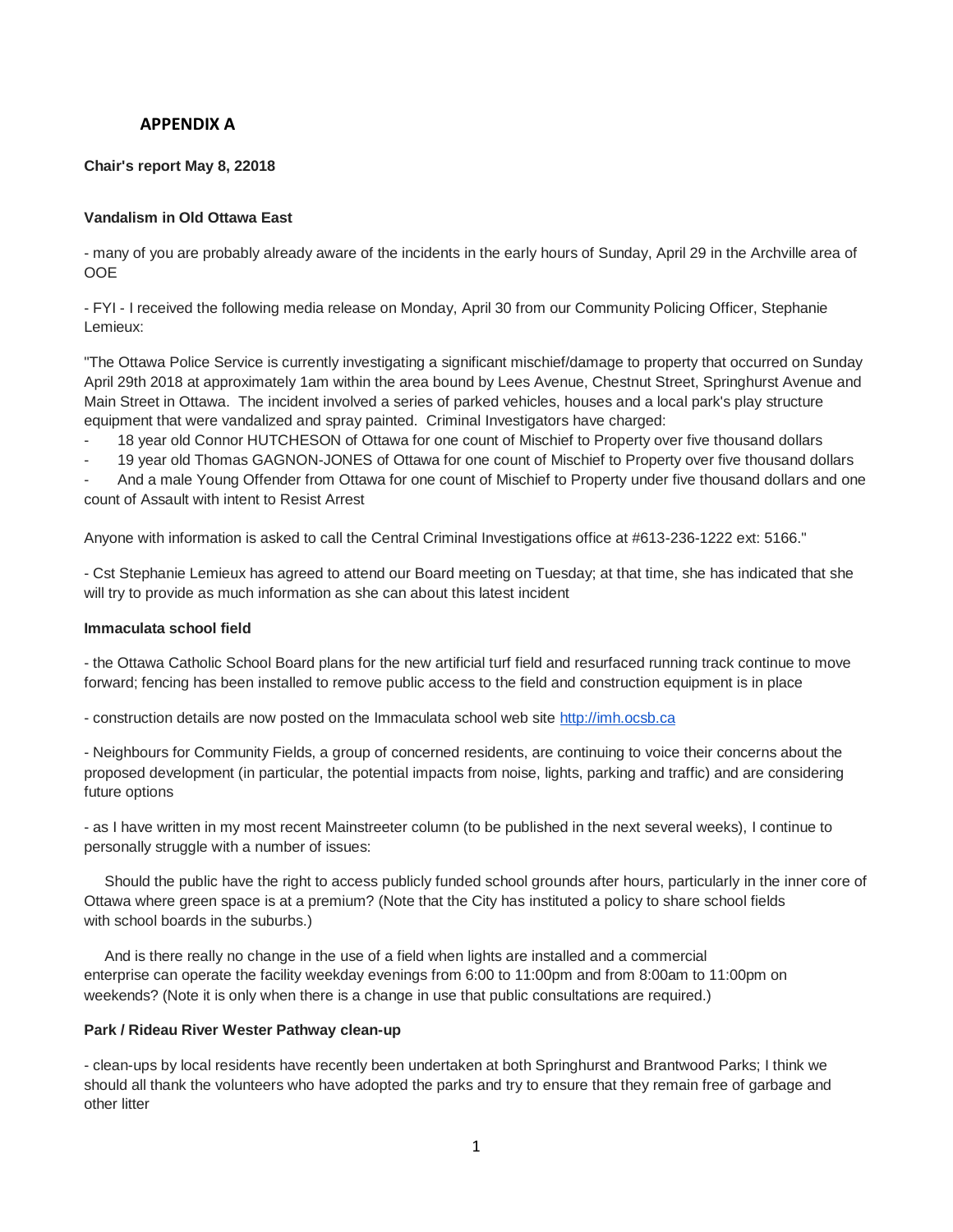## APPENDIX A

**Chair's report May 8, 22018**

**Vandalism in Old Ottawa East**

- many of you are probably already aware of the incidents in the early hours of Sunday, April 29 in the Archville area of OOE

- FYI - I received the following media release on Monday, April 30 from our Community Policing Officer, Stephanie Lemieux:

"The Ottawa Police Service is currently investigating a significant mischief/damage to property that occurred on Sunday April 29th 2018 at approximately 1am within the area bound by Lees Avenue, Chestnut Street, Springhurst Avenue and Main Street in Ottawa. The incident involved a series of parked vehicles, houses and a local park's play structure equipment that were vandalized and spray painted. Criminal Investigators have charged:

- 18 year old Connor HUTCHESON of Ottawa for one count of Mischief to Property over five thousand dollars
- 19 year old Thomas GAGNON-JONES of Ottawa for one count of Mischief to Property over five thousand dollars
- And a male Young Offender from Ottawa for one count of Mischief to Property under five thousand dollars and one count of Assault with intent to Resist Arrest

Anyone with information is asked to call the Central Criminal Investigations office at #613-236-1222 ext: 5166."

- Cst Stephanie Lemieux has agreed to attend our Board meeting on Tuesday; at that time, she has indicated that she will try to provide as much information as she can about this latest incident

**Immaculata school field**

- the Ottawa Catholic School Board plans for the new artificial turf field and resurfaced running track continue to move forward; fencing has been installed to remove public access to the field and construction equipment is in place

- construction details are now posted on the Immaculata school web site http://imh.ocsb.ca

- Neighbours for Community Fields, a group of concerned residents, are continuing to voice their concerns about the proposed development (in particular, the potential impacts from noise, lights, parking and traffic) and are considering future options

- as I have written in my most recent Mainstreeter column (to be published in the next several weeks), I continue to personally struggle with a number of issues:

Should the public have the right to access publicly funded school grounds after hours, particularly in the inner core of Ottawa where green space is at a premium? (Note that the City has instituted a policy to share school fields with school boards in the suburbs.)

And is there really no change in the use of a field when lights are installed and a commercial enterprise can operate the facility weekday evenings from 6:00 to 11:00pm and from 8:00am to 11:00pm on weekends? (Note it is only when there is a change in use that public consultations are required.)

**Park / Rideau River Wester Pathway clean-up**

- clean-ups by local residents have recently been undertaken at both Springhurst and Brantwood Parks; I think we should all thank the volunteers who have adopted the parks and try to ensure that they remain free of garbage and other litter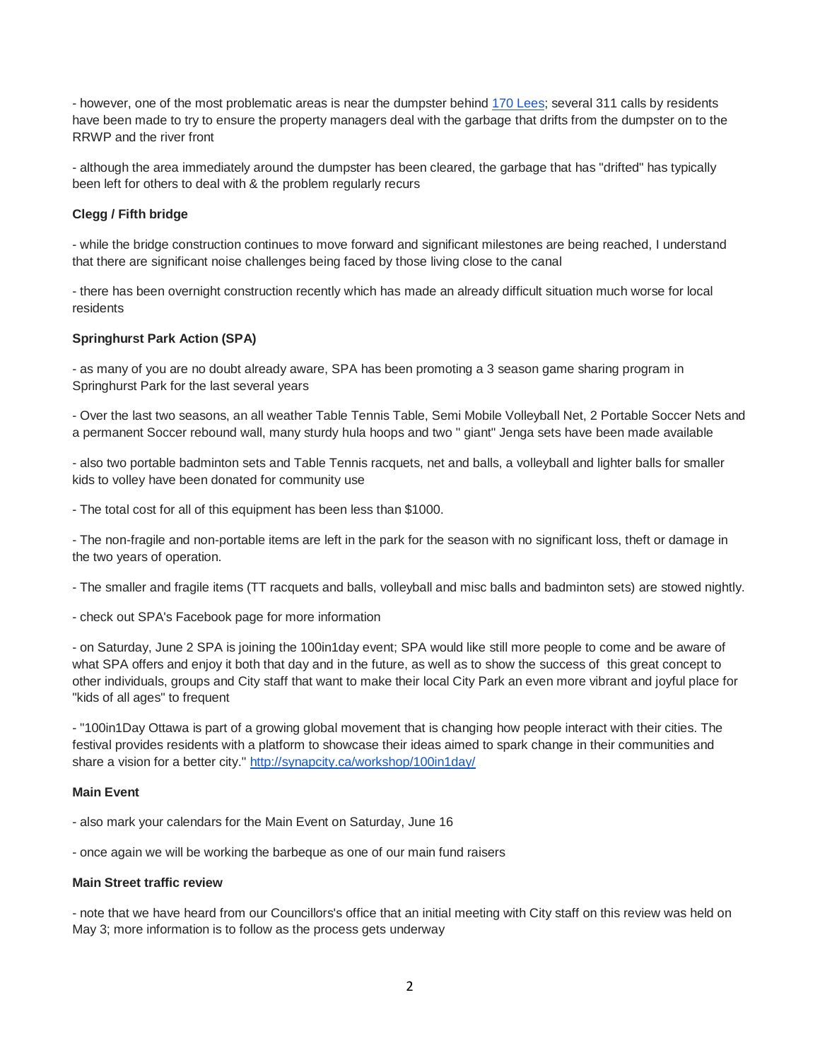- however, one of the most problematic areas is near the dumpster behind [170 Lees](170 Lees); several 311 calls by residents have been made to try to ensure the property managers deal with the garbage that drifts from the dumpster on to the RRWP and the river front

- although the area immediately around the dumpster has been cleared, the garbage that has "drifted" has typically been left for others to deal with & the problem regularly recurs

**Clegg / Fifth bridge**

- while the bridge construction continues to move forward and significant milestones are being reached, I understand that there are significant noise challenges being faced by those living close to the canal

- there has been overnight construction recently which has made an already difficult situation much worse for local residents

**Springhurst Park Action (SPA)**

- as many of you are no doubt already aware, SPA has been promoting a 3 season game sharing program in Springhurst Park for the last several years

- Over the last two seasons, an all weather Table Tennis Table, Semi Mobile Volleyball Net, 2 Portable Soccer Nets and a permanent Soccer rebound wall, many sturdy hula hoops and two " giant" Jenga sets have been made available

- also two portable badminton sets and Table Tennis racquets, net and balls, a volleyball and lighter balls for smaller kids to volley have been donated for community use

- The total cost for all of this equipment has been less than $1000.

- The non-fragile and non-portable items are left in the park for the season with no significant loss, theft or damage in the two years of operation.

- The smaller and fragile items (TT racquets and balls, volleyball and misc balls and badminton sets) are stowed nightly.

- check out SPA's Facebook page for more information

- on Saturday, June 2 SPA is joining the 100in1day event; SPA would like still more people to come and be aware of what SPA offers and enjoy it both that day and in the future, as well as to show the success of this great concept to other individuals, groups and City staff that want to make their local City Park an even more vibrant and joyful place for "kids of all ages" to frequent

- "100in1Day Ottawa is part of a growing global movement that is changing how people interact with their cities. The festival provides residents with a platform to showcase their ideas aimed to spark change in their communities and share a vision for a better city." [http://synapcity.ca/workshop/100in1day/](http://synapcity.ca/workshop/100in1day/)

**Main Event**

- also mark your calendars for the Main Event on Saturday, June 16

- once again we will be working the barbeque as one of our main fund raisers

**Main Street traffic review**

- note that we have heard from our Councillors's office that an initial meeting with City staff on this review was held on May 3; more information is to follow as the process gets underway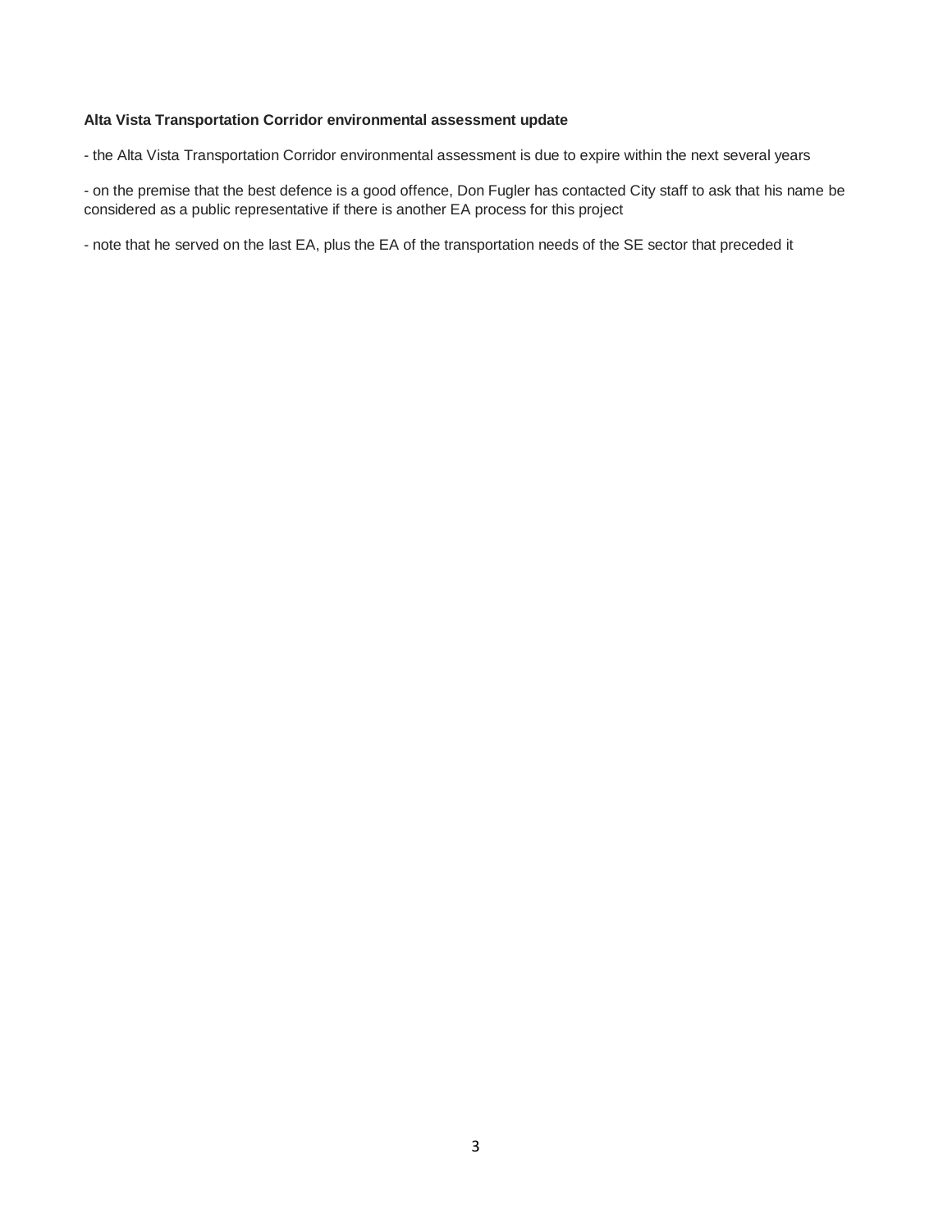**Alta Vista Transportation Corridor environmental assessment update**

- the Alta Vista Transportation Corridor environmental assessment is due to expire within the next several years

- on the premise that the best defence is a good offence, Don Fugler has contacted City staff to ask that his name be considered as a public representative if there is another EA process for this project

- note that he served on the last EA, plus the EA of the transportation needs of the SE sector that preceded it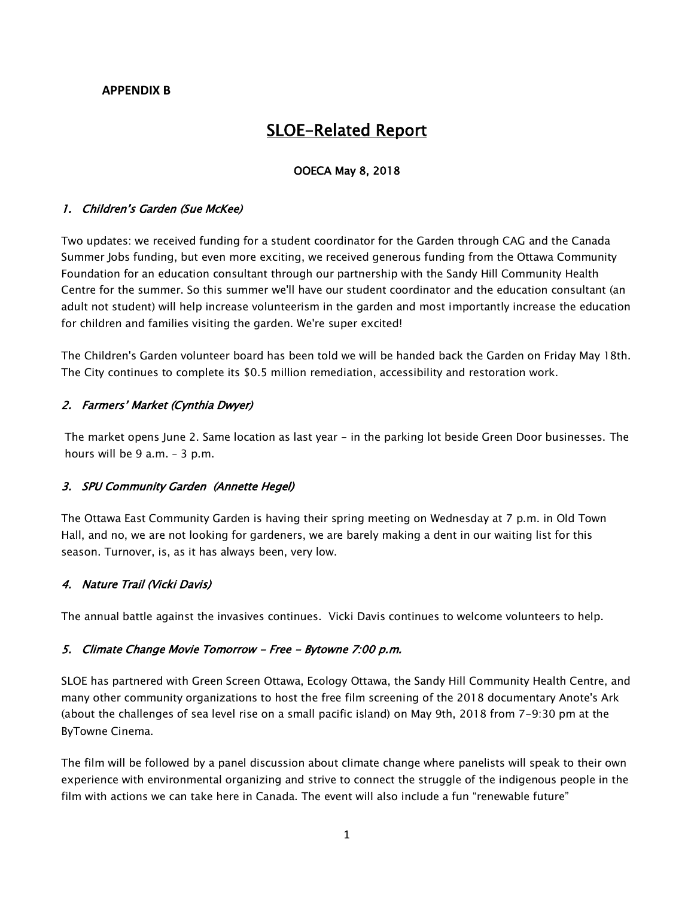**APPENDIX B**

# SLOE-Related Report

**OOECA May 8, 2018**

### *1. Children's Garden (Sue McKee)*

Two updates: we received funding for a student coordinator for the Garden through CAG and the Canada Summer Jobs funding, but even more exciting, we received generous funding from the Ottawa Community Foundation for an education consultant through our partnership with the Sandy Hill Community Health Centre for the summer. So this summer we'll have our student coordinator and the education consultant (an adult not student) will help increase volunteerism in the garden and most importantly increase the education for children and families visiting the garden. We're super excited!

The Children's Garden volunteer board has been told we will be handed back the Garden on Friday May 18th. The City continues to complete its $0.5 million remediation, accessibility and restoration work.

### *2. Farmers' Market (Cynthia Dwyer)*

The market opens June 2. Same location as last year - in the parking lot beside Green Door businesses. The hours will be 9 a.m. – 3 p.m.

### *3. SPU Community Garden (Annette Hegel)*

The Ottawa East Community Garden is having their spring meeting on Wednesday at 7 p.m. in Old Town Hall, and no, we are not looking for gardeners, we are barely making a dent in our waiting list for this season. Turnover, is, as it has always been, very low.

### *4. Nature Trail (Vicki Davis)*

The annual battle against the invasives continues. Vicki Davis continues to welcome volunteers to help.

### *5. Climate Change Movie Tomorrow - Free - Bytowne 7:00 p.m.*

SLOE has partnered with Green Screen Ottawa, Ecology Ottawa, the Sandy Hill Community Health Centre, and many other community organizations to host the free film screening of the 2018 documentary Anote's Ark (about the challenges of sea level rise on a small pacific island) on May 9th, 2018 from 7-9:30 pm at the ByTowne Cinema.

The film will be followed by a panel discussion about climate change where panelists will speak to their own experience with environmental organizing and strive to connect the struggle of the indigenous people in the film with actions we can take here in Canada. The event will also include a fun "renewable future"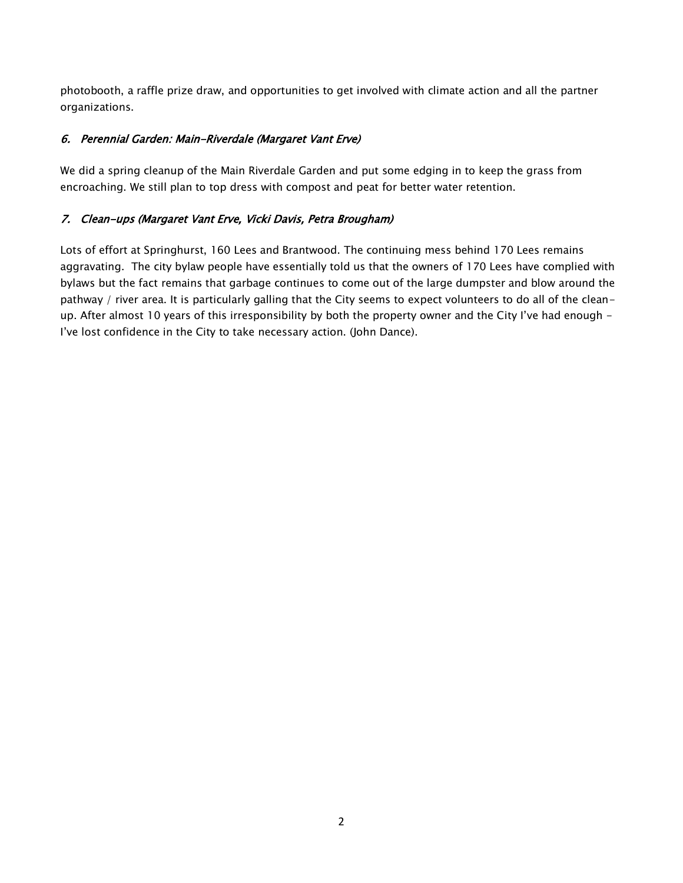photobooth, a raffle prize draw, and opportunities to get involved with climate action and all the partner organizations.

### *6. Perennial Garden: Main-Riverdale (Margaret Vant Erve)*

We did a spring cleanup of the Main Riverdale Garden and put some edging in to keep the grass from encroaching. We still plan to top dress with compost and peat for better water retention.

### *7. Clean-ups (Margaret Vant Erve, Vicki Davis, Petra Brougham)*

Lots of effort at Springhurst, 160 Lees and Brantwood. The continuing mess behind 170 Lees remains aggravating. The city bylaw people have essentially told us that the owners of 170 Lees have complied with bylaws but the fact remains that garbage continues to come out of the large dumpster and blow around the pathway / river area. It is particularly galling that the City seems to expect volunteers to do all of the clean-up. After almost 10 years of this irresponsibility by both the property owner and the City I've had enough - I've lost confidence in the City to take necessary action. (John Dance).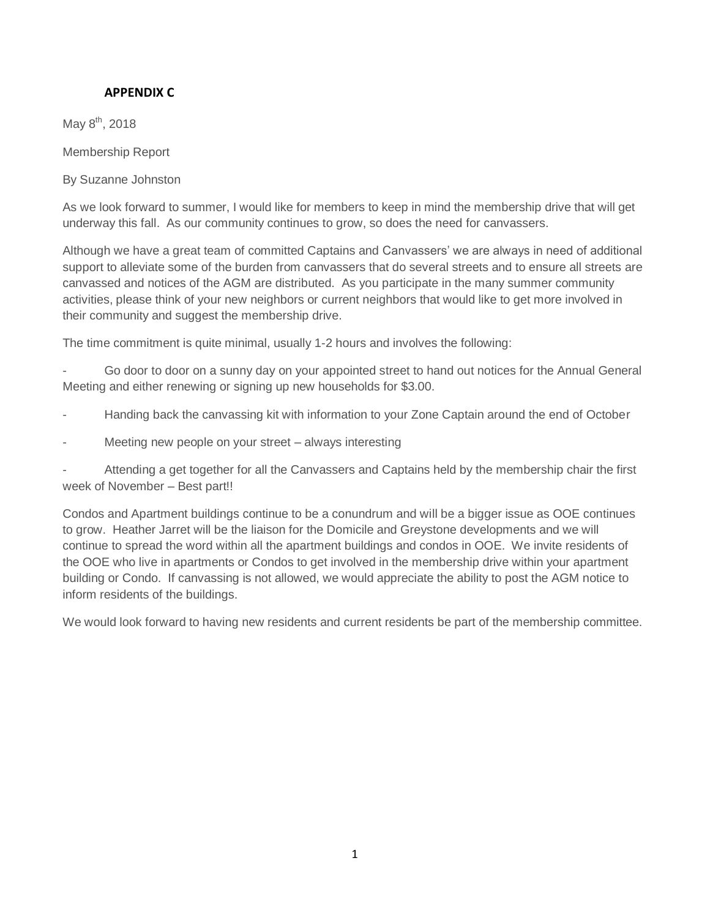## APPENDIX C

May 8th, 2018

Membership Report

By Suzanne Johnston

As we look forward to summer, I would like for members to keep in mind the membership drive that will get underway this fall. As our community continues to grow, so does the need for canvassers.

Although we have a great team of committed Captains and Canvassers' we are always in need of additional support to alleviate some of the burden from canvassers that do several streets and to ensure all streets are canvassed and notices of the AGM are distributed. As you participate in the many summer community activities, please think of your new neighbors or current neighbors that would like to get more involved in their community and suggest the membership drive.

The time commitment is quite minimal, usually 1-2 hours and involves the following:

- Go door to door on a sunny day on your appointed street to hand out notices for the Annual General Meeting and either renewing or signing up new households for $3.00.
- Handing back the canvassing kit with information to your Zone Captain around the end of October
- Meeting new people on your street – always interesting
- Attending a get together for all the Canvassers and Captains held by the membership chair the first week of November – Best part!!

Condos and Apartment buildings continue to be a conundrum and will be a bigger issue as OOE continues to grow. Heather Jarret will be the liaison for the Domicile and Greystone developments and we will continue to spread the word within all the apartment buildings and condos in OOE. We invite residents of the OOE who live in apartments or Condos to get involved in the membership drive within your apartment building or Condo. If canvassing is not allowed, we would appreciate the ability to post the AGM notice to inform residents of the buildings.

We would look forward to having new residents and current residents be part of the membership committee.